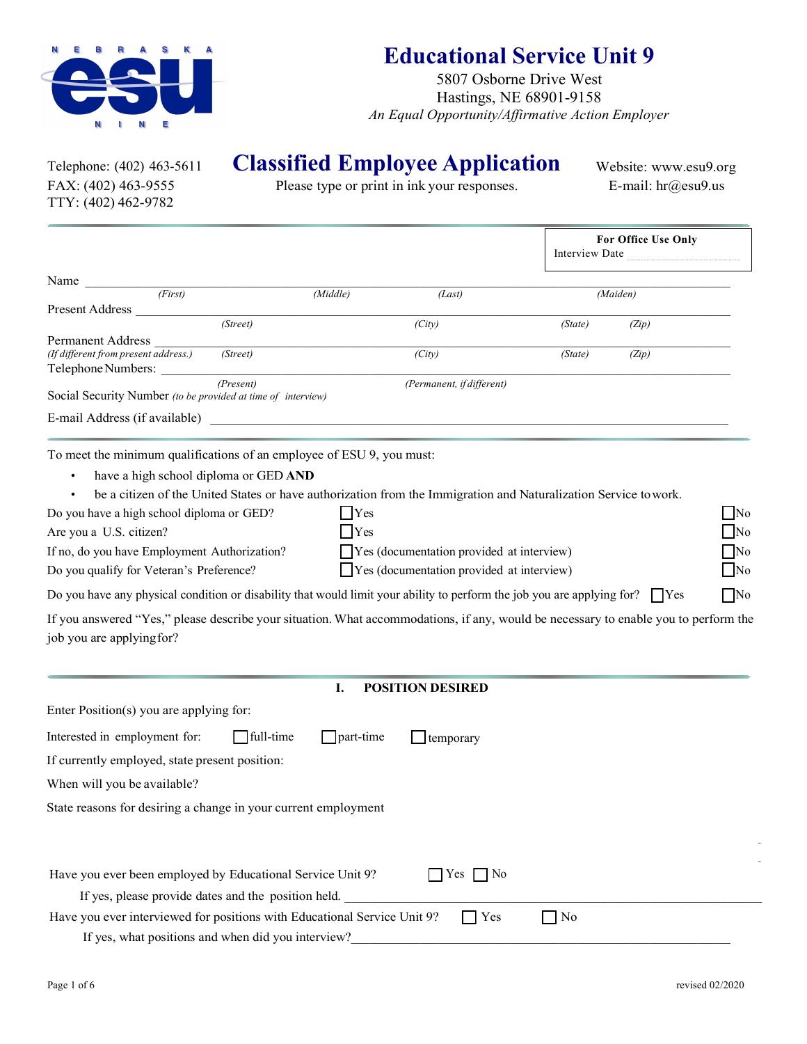# Educational Service Unit 9

5807 Osborne Drive West
Hastings, NE 68901-9158
*An Equal Opportunity/Affirmative Action Employer*

Telephone: (402) 463-5611
FAX: (402) 463-9555
TTY: (402) 462-9782

## Classified Employee Application

Please type or print in ink your responses.

Website: www.esu9.org
E-mail: hr@esu9.us

| For Office Use Only |
|---|
| Interview Date ______ |

Name ____________________________________________
*(First)* *(Middle)* *(Last)* *(Maiden)*

Present Address ____________________________________________
*(Street)* *(City)* *(State)* *(Zip)*

Permanent Address ____________________________________________
*(If different from present address.)* *(Street)* *(City)* *(State)* *(Zip)*

Telephone Numbers: ____________________________________________
*(Present)* *(Permanent, if different)*

Social Security Number *(to be provided at time of interview)*

E-mail Address (if available) ____________________________________________

To meet the minimum qualifications of an employee of ESU 9, you must:

- have a high school diploma or GED **AND**
- be a citizen of the United States or have authorization from the Immigration and Naturalization Service to work.

Do you have a high school diploma or GED? ☐ Yes ☐ No

Are you a U.S. citizen? ☐ Yes ☐ No

If no, do you have Employment Authorization? ☐ Yes (documentation provided at interview) ☐ No

Do you qualify for Veteran's Preference? ☐ Yes (documentation provided at interview) ☐ No

Do you have any physical condition or disability that would limit your ability to perform the job you are applying for? ☐ Yes ☐ No

If you answered "Yes," please describe your situation. What accommodations, if any, would be necessary to enable you to perform the job you are applying for?

## I. POSITION DESIRED

Enter Position(s) you are applying for:

Interested in employment for: ☐ full-time ☐ part-time ☐ temporary

If currently employed, state present position:

When will you be available?

State reasons for desiring a change in your current employment

Have you ever been employed by Educational Service Unit 9? ☐ Yes ☐ No

If yes, please provide dates and the position held. ____________________________________________

Have you ever interviewed for positions with Educational Service Unit 9? ☐ Yes ☐ No

If yes, what positions and when did you interview? ____________________________________________

revised 02/2020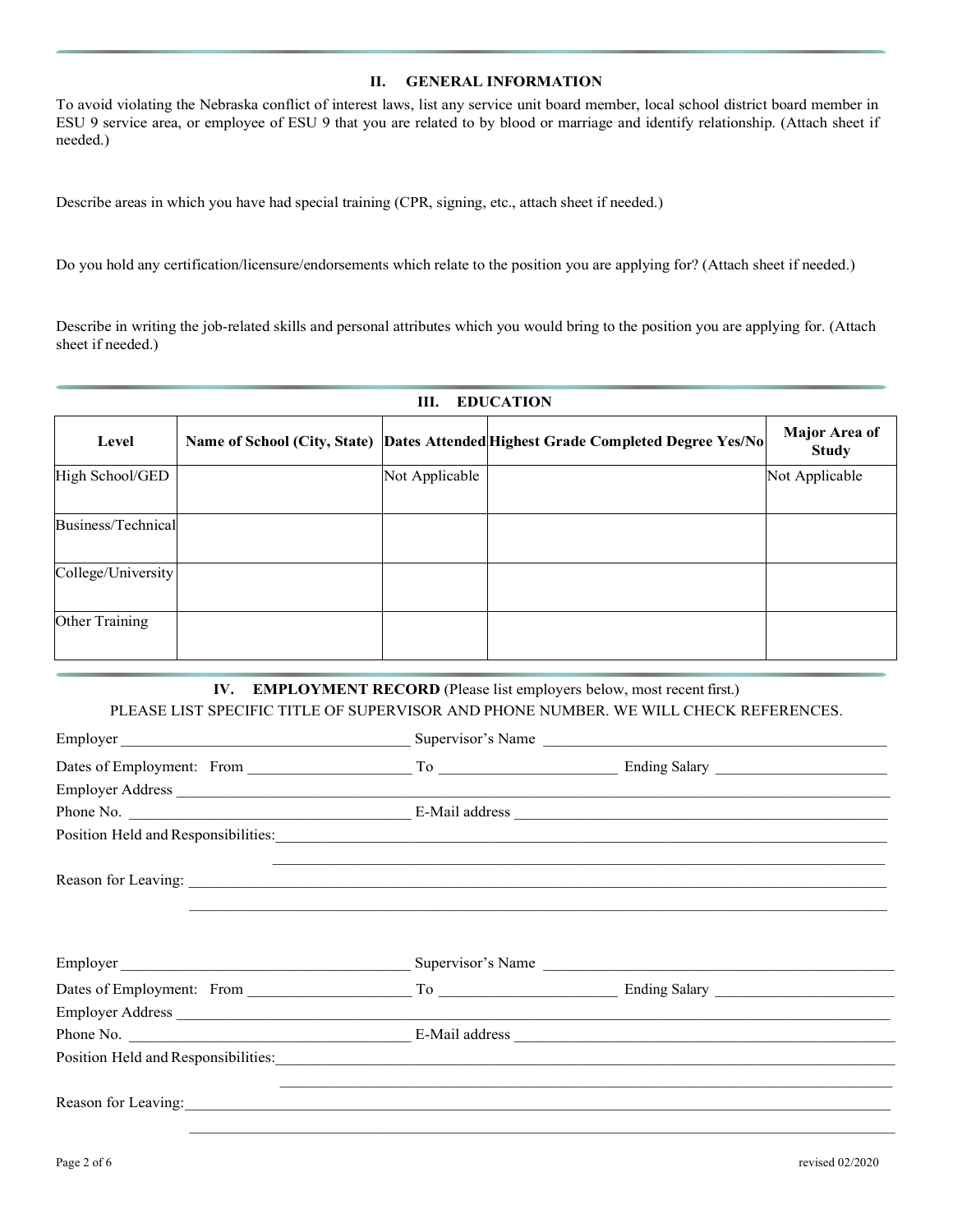## II. GENERAL INFORMATION

To avoid violating the Nebraska conflict of interest laws, list any service unit board member, local school district board member in ESU 9 service area, or employee of ESU 9 that you are related to by blood or marriage and identify relationship. (Attach sheet if needed.)

Describe areas in which you have had special training (CPR, signing, etc., attach sheet if needed.)

Do you hold any certification/licensure/endorsements which relate to the position you are applying for? (Attach sheet if needed.)

Describe in writing the job-related skills and personal attributes which you would bring to the position you are applying for. (Attach sheet if needed.)

## III. EDUCATION

| Level | Name of School (City, State) | Dates Attended | Highest Grade Completed Degree Yes/No | Major Area of Study |
|---|---|---|---|---|
| High School/GED | | Not Applicable | | Not Applicable |
| Business/Technical | | | | |
| College/University | | | | |
| Other Training | | | | |

## IV. EMPLOYMENT RECORD (Please list employers below, most recent first.)

PLEASE LIST SPECIFIC TITLE OF SUPERVISOR AND PHONE NUMBER. WE WILL CHECK REFERENCES.

Employer ______________________________ Supervisor's Name ______________________________

Dates of Employment: From ________________ To ________________ Ending Salary ________________

Employer Address ______________________________________________________________

Phone No. ______________________________ E-Mail address ______________________________

Position Held and Responsibilities: ______________________________________________________________

______________________________________________________________

Reason for Leaving: ______________________________________________________________

______________________________________________________________

Employer ______________________________ Supervisor's Name ______________________________

Dates of Employment: From ________________ To ________________ Ending Salary ________________

Employer Address ______________________________________________________________

Phone No. ______________________________ E-Mail address ______________________________

Position Held and Responsibilities: ______________________________________________________________

______________________________________________________________

Reason for Leaving: ______________________________________________________________

______________________________________________________________

revised 02/2020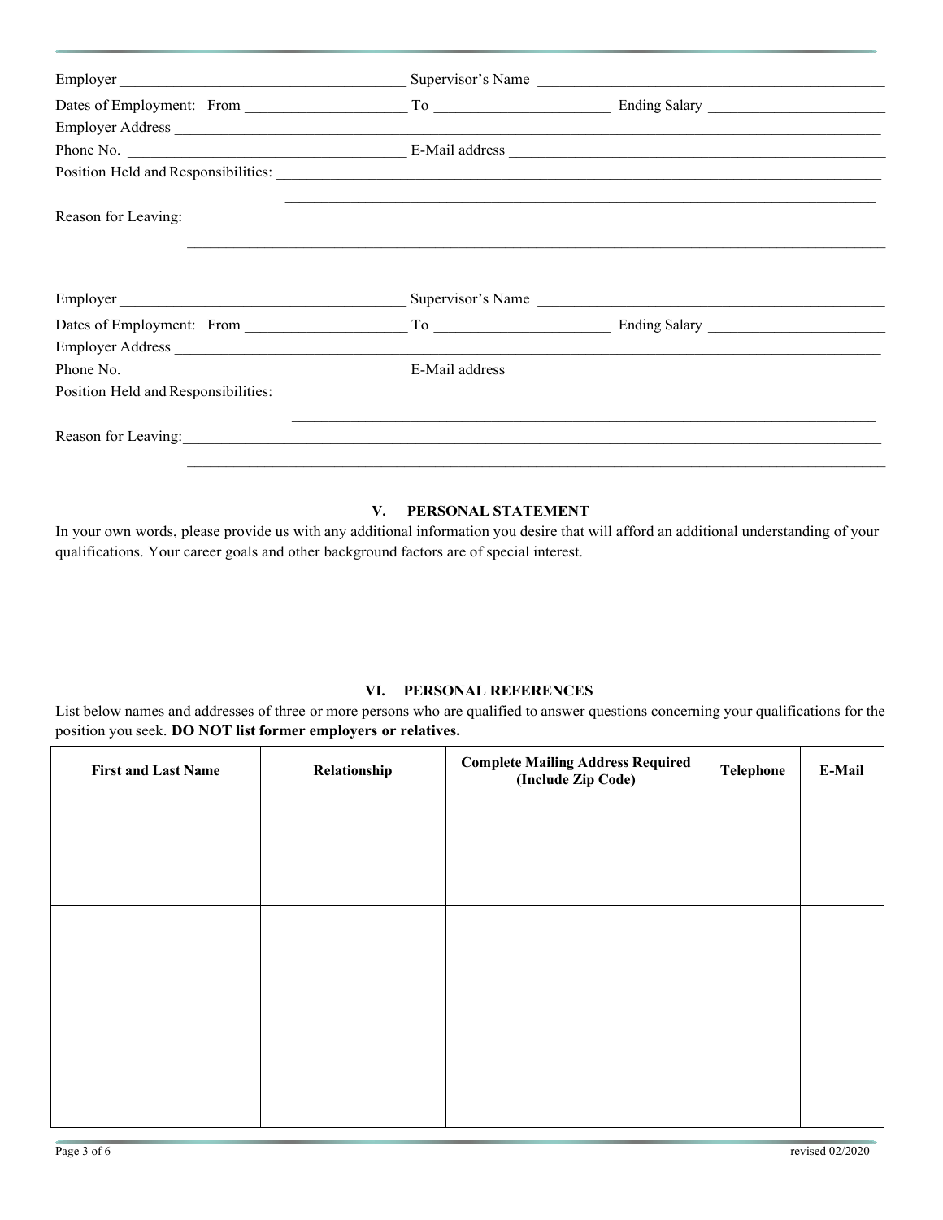Employer ______________________________ Supervisor's Name ______________________________

Dates of Employment: From ________________ To ________________ Ending Salary ________________

Employer Address ____________________________________________________________

Phone No. ______________________________ E-Mail address ______________________________

Position Held and Responsibilities: ____________________________________________________________

____________________________________________________________

Reason for Leaving: ____________________________________________________________

____________________________________________________________

Employer ______________________________ Supervisor's Name ______________________________

Dates of Employment: From ________________ To ________________ Ending Salary ________________

Employer Address ____________________________________________________________

Phone No. ______________________________ E-Mail address ______________________________

Position Held and Responsibilities: ____________________________________________________________

____________________________________________________________

Reason for Leaving: ____________________________________________________________

____________________________________________________________

## V. PERSONAL STATEMENT

In your own words, please provide us with any additional information you desire that will afford an additional understanding of your qualifications. Your career goals and other background factors are of special interest.

## VI. PERSONAL REFERENCES

List below names and addresses of three or more persons who are qualified to answer questions concerning your qualifications for the position you seek. **DO NOT list former employers or relatives.**

| First and Last Name | Relationship | Complete Mailing Address Required (Include Zip Code) | Telephone | E-Mail |
|---|---|---|---|---|
| | | | | |
| | | | | |
| | | | | |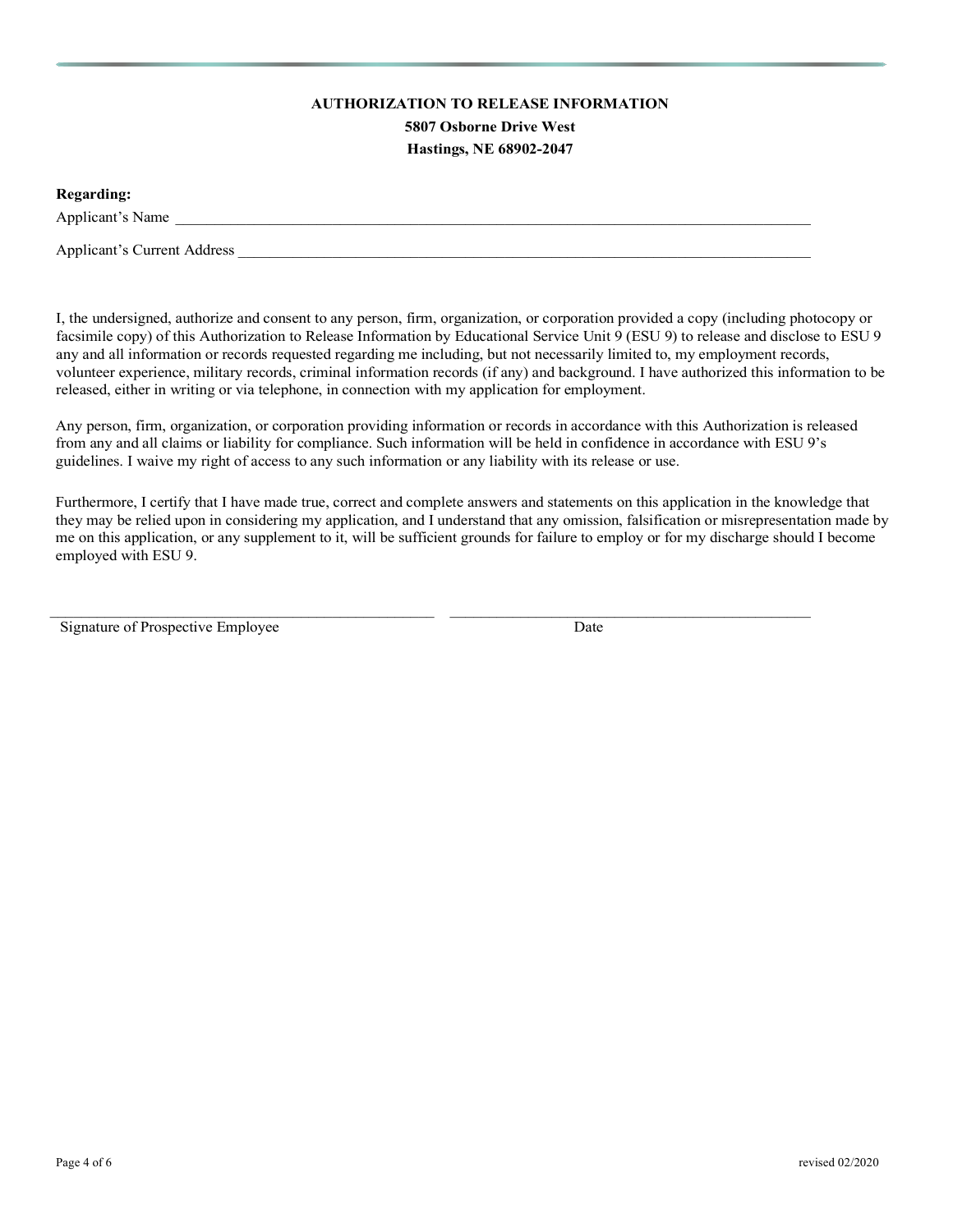**AUTHORIZATION TO RELEASE INFORMATION**

**5807 Osborne Drive West**

**Hastings, NE 68902-2047**

**Regarding:**

Applicant's Name \_\_\_\_\_\_\_\_\_\_\_\_\_\_\_\_\_\_\_\_\_\_\_\_\_\_\_\_\_\_\_\_\_\_\_\_\_\_\_\_\_\_\_\_\_\_\_\_\_\_\_\_\_\_\_\_\_\_\_\_\_\_\_\_\_\_\_\_\_\_

Applicant's Current Address \_\_\_\_\_\_\_\_\_\_\_\_\_\_\_\_\_\_\_\_\_\_\_\_\_\_\_\_\_\_\_\_\_\_\_\_\_\_\_\_\_\_\_\_\_\_\_\_\_\_\_\_\_\_\_\_\_\_\_\_\_\_\_

I, the undersigned, authorize and consent to any person, firm, organization, or corporation provided a copy (including photocopy or facsimile copy) of this Authorization to Release Information by Educational Service Unit 9 (ESU 9) to release and disclose to ESU 9 any and all information or records requested regarding me including, but not necessarily limited to, my employment records, volunteer experience, military records, criminal information records (if any) and background. I have authorized this information to be released, either in writing or via telephone, in connection with my application for employment.

Any person, firm, organization, or corporation providing information or records in accordance with this Authorization is released from any and all claims or liability for compliance. Such information will be held in confidence in accordance with ESU 9's guidelines. I waive my right of access to any such information or any liability with its release or use.

Furthermore, I certify that I have made true, correct and complete answers and statements on this application in the knowledge that they may be relied upon in considering my application, and I understand that any omission, falsification or misrepresentation made by me on this application, or any supplement to it, will be sufficient grounds for failure to employ or for my discharge should I become employed with ESU 9.

\_\_\_\_\_\_\_\_\_\_\_\_\_\_\_\_\_\_\_\_\_\_\_\_\_\_\_\_\_\_\_\_\_\_\_\_\_\_\_\_ \_\_\_\_\_\_\_\_\_\_\_\_\_\_\_\_\_\_\_\_\_\_\_\_\_\_\_\_\_\_\_\_\_\_\_\_\_\_\_\_

Signature of Prospective Employee Date

revised 02/2020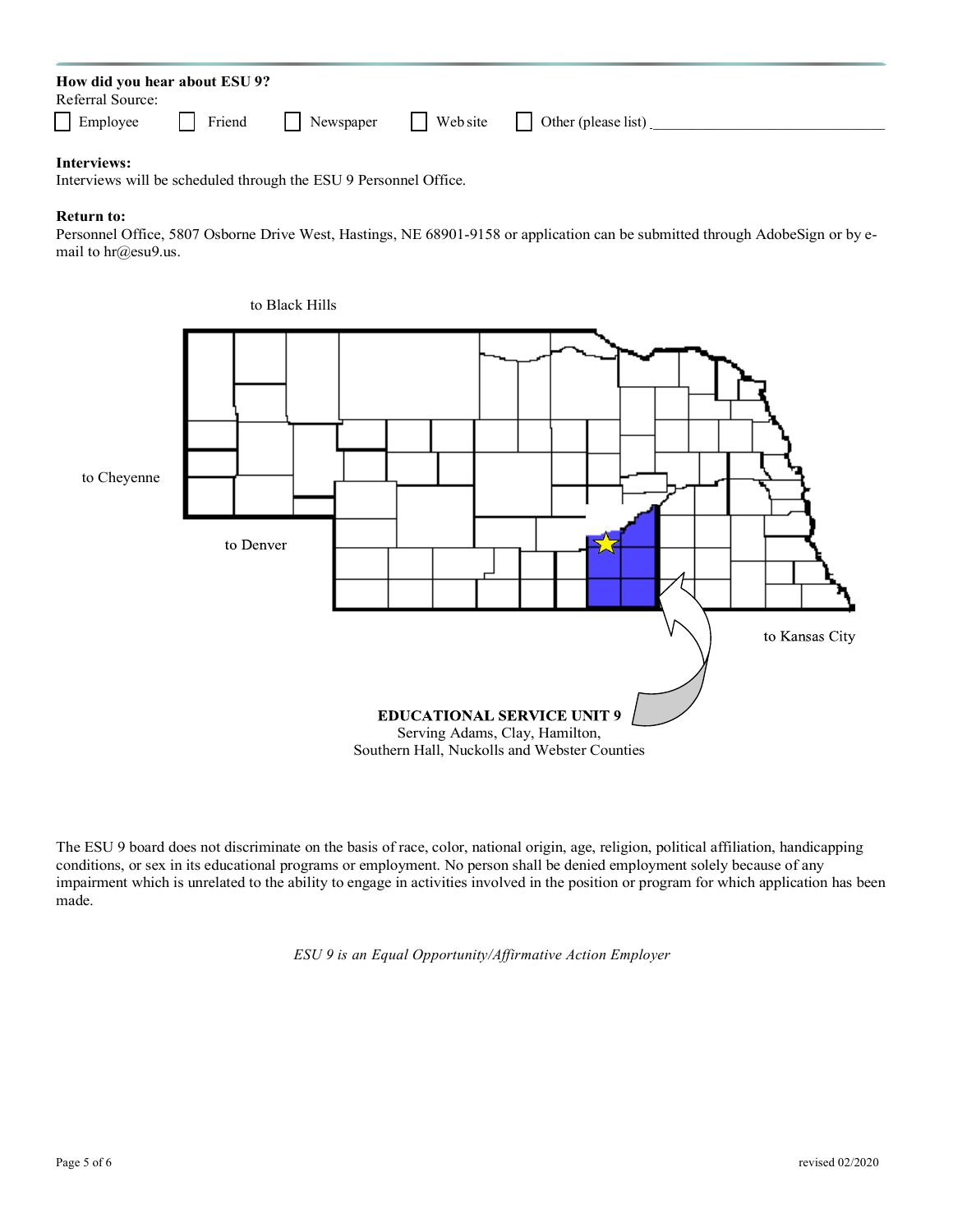**How did you hear about ESU 9?**

Referral Source:

☐ Employee ☐ Friend ☐ Newspaper ☐ Web site ☐ Other (please list) ______________________________

**Interviews:**

Interviews will be scheduled through the ESU 9 Personnel Office.

**Return to:**

Personnel Office, 5807 Osborne Drive West, Hastings, NE 68901-9158 or application can be submitted through AdobeSign or by e-mail to hr@esu9.us.

to Black Hills

to Cheyenne

to Denver

to Kansas City

**EDUCATIONAL SERVICE UNIT 9**
Serving Adams, Clay, Hamilton,
Southern Hall, Nuckolls and Webster Counties

The ESU 9 board does not discriminate on the basis of race, color, national origin, age, religion, political affiliation, handicapping conditions, or sex in its educational programs or employment. No person shall be denied employment solely because of any impairment which is unrelated to the ability to engage in activities involved in the position or program for which application has been made.

*ESU 9 is an Equal Opportunity/Affirmative Action Employer*

revised 02/2020